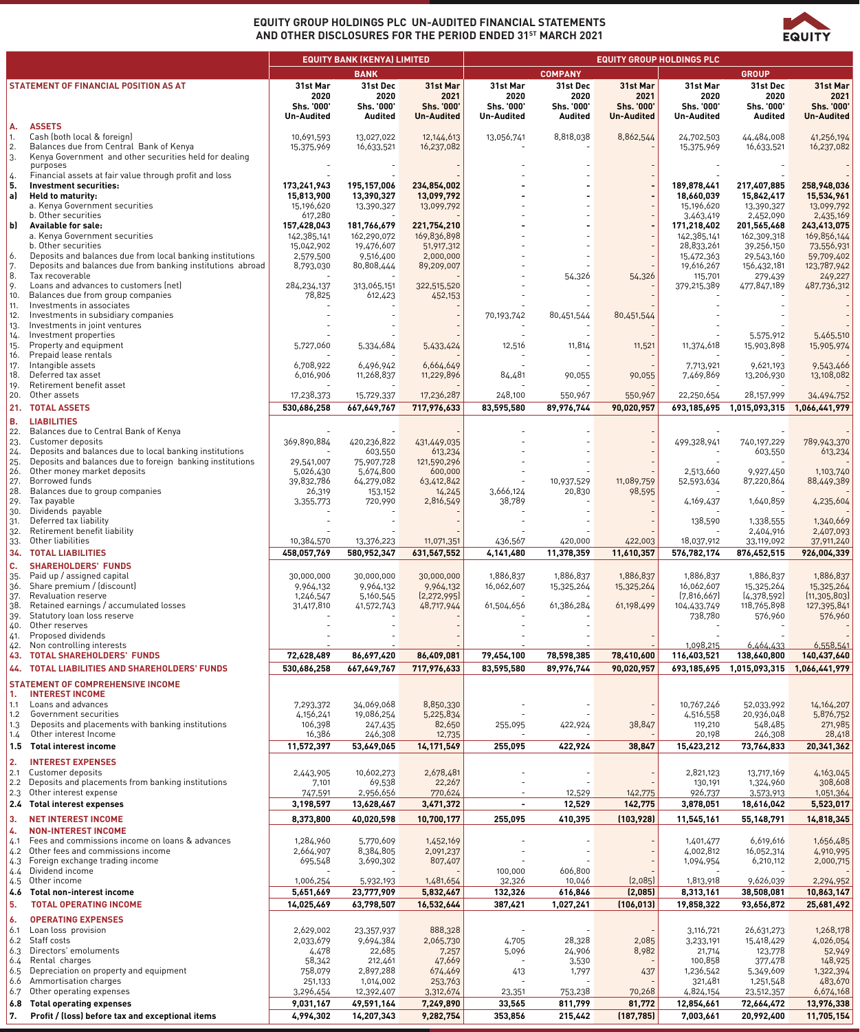# EQUITY GROUP HOLDINGS PLC UN-AUDITED FINANCIAL STATEMENTS AND OTHER DISCLOSURES FOR THE PERIOD ENDED 31ST MARCH 2021

| | EQUITY BANK (KENYA) LIMITED | | | EQUITY GROUP HOLDINGS PLC | | | | | |
|---|---|---|---|---|---|---|---|---|---|
| | BANK | | | COMPANY | | | GROUP | | |
| **STATEMENT OF FINANCIAL POSITION AS AT** | 31st Mar 2020 Shs. '000' Un-Audited | 31st Dec 2020 Shs. '000' Audited | 31st Mar 2021 Shs. '000' Un-Audited | 31st Mar 2020 Shs. '000' Un-Audited | 31st Dec 2020 Shs. '000' Audited | 31st Mar 2021 Shs. '000' Un-Audited | 31st Mar 2020 Shs. '000' Un-Audited | 31st Dec 2020 Shs. '000' Audited | 31st Mar 2021 Shs. '000' Un-Audited |
| **A. ASSETS** | | | | | | | | | |
| 1. Cash (both local & foreign) | 10,691,593 | 13,027,022 | 12,144,613 | 13,056,741 | 8,818,038 | 8,862,544 | 24,702,503 | 44,484,008 | 41,256,194 |
| 2. Balances due from Central Bank of Kenya | 15,375,969 | 16,633,521 | 16,237,082 | - | - | - | 15,375,969 | 16,633,521 | 16,237,082 |
| 3. Kenya Government and other securities held for dealing purposes | - | - | - | - | - | - | - | - | - |
| 4. Financial assets at fair value through profit and loss | - | - | - | - | - | - | - | - | - |
| **5. Investment securities:** | **173,241,943** | **195,157,006** | **234,854,002** | **-** | **-** | **-** | **189,878,441** | **217,407,885** | **258,948,036** |
| **a) Held to maturity:** | **15,813,900** | **13,390,327** | **13,099,792** | **-** | **-** | **-** | **18,660,039** | **15,842,417** | **15,534,961** |
| a. Kenya Government securities | 15,196,620 | 13,390,327 | 13,099,792 | - | - | - | 15,196,620 | 13,390,327 | 13,099,792 |
| b. Other securities | 617,280 | - | - | - | - | - | 3,463,419 | 2,452,090 | 2,435,169 |
| **b) Available for sale:** | **157,428,043** | **181,766,679** | **221,754,210** | **-** | **-** | **-** | **171,218,402** | **201,565,468** | **243,413,075** |
| a. Kenya Government securities | 142,385,141 | 162,290,072 | 169,836,898 | - | - | - | 142,385,141 | 162,309,318 | 169,856,144 |
| b. Other securities | 15,042,902 | 19,476,607 | 51,917,312 | - | - | - | 28,833,261 | 39,256,150 | 73,556,931 |
| 6. Deposits and balances due from local banking institutions | 2,579,500 | 9,516,400 | 2,000,000 | - | - | - | 15,472,363 | 29,543,160 | 59,709,402 |
| 7. Deposits and balances due from banking institutions abroad | 8,793,030 | 80,808,444 | 89,209,007 | - | - | - | 19,616,267 | 156,432,181 | 123,787,942 |
| 8. Tax recoverable | - | - | - | - | 54,326 | 54,326 | 115,701 | 279,439 | 249,227 |
| 9. Loans and advances to customers (net) | 284,234,137 | 313,065,151 | 322,515,520 | - | - | - | 379,215,389 | 477,847,189 | 487,736,312 |
| 10. Balances due from group companies | 78,825 | 612,423 | 452,153 | - | - | - | - | - | - |
| 11. Investments in associates | - | - | - | - | - | - | - | - | - |
| 12. Investments in subsidiary companies | - | - | - | 70,193,742 | 80,451,544 | 80,451,544 | - | - | - |
| 13. Investments in joint ventures | - | - | - | - | - | - | - | - | - |
| 14. Investment properties | - | - | - | - | - | - | - | 5,575,912 | 5,465,510 |
| 15. Property and equipment | 5,727,060 | 5,334,684 | 5,433,424 | 12,516 | 11,814 | 11,521 | 11,374,618 | 15,903,898 | 15,905,974 |
| 16. Prepaid lease rentals | - | - | - | - | - | - | - | - | - |
| 17. Intangible assets | 6,708,922 | 6,496,942 | 6,664,649 | - | - | - | 7,713,921 | 9,621,193 | 9,543,466 |
| 18. Deferred tax asset | 6,016,906 | 11,268,837 | 11,229,896 | 84,481 | 90,055 | 90,055 | 7,469,869 | 13,206,930 | 13,108,082 |
| 19. Retirement benefit asset | - | - | - | - | - | - | - | - | - |
| 20. Other assets | 17,238,373 | 15,729,337 | 17,236,287 | 248,100 | 550,967 | 550,967 | 22,250,654 | 28,157,999 | 34,494,752 |
| **21. TOTAL ASSETS** | **530,686,258** | **667,649,767** | **717,976,633** | **83,595,580** | **89,976,744** | **90,020,957** | **693,185,695** | **1,015,093,315** | **1,066,441,979** |
| **B. LIABILITIES** | | | | | | | | | |
| 22. Balances due to Central Bank of Kenya | - | - | - | - | - | - | - | - | - |
| 23. Customer deposits | 369,890,884 | 420,236,822 | 431,449,035 | - | - | - | 499,328,941 | 740,197,229 | 789,943,370 |
| 24. Deposits and balances due to local banking institutions | - | 603,550 | 613,234 | - | - | - | - | 603,550 | 613,234 |
| 25. Deposits and balances due to foreign banking institutions | 29,541,007 | 75,907,728 | 121,590,296 | - | - | - | - | - | - |
| 26. Other money market deposits | 5,026,430 | 5,674,800 | 600,000 | - | - | - | 2,513,660 | 9,927,450 | 1,103,740 |
| 27. Borrowed funds | 39,832,786 | 64,279,082 | 63,412,842 | - | 10,937,529 | 11,089,759 | 52,593,634 | 87,220,864 | 88,449,389 |
| 28. Balances due to group companies | 26,319 | 153,152 | 14,245 | 3,666,124 | 20,830 | 98,595 | - | - | - |
| 29. Tax payable | 3,355,773 | 720,990 | 2,816,549 | 38,789 | - | - | 4,169,437 | 1,640,859 | 4,235,604 |
| 30. Dividends payable | - | - | - | - | - | - | - | - | - |
| 31. Deferred tax liability | - | - | - | - | - | - | 138,590 | 1,338,555 | 1,340,669 |
| 32. Retirement benefit liability | - | - | - | - | - | - | - | 2,404,916 | 2,407,093 |
| 33. Other liabilities | 10,384,570 | 13,376,223 | 11,071,351 | 436,567 | 420,000 | 422,003 | 18,037,912 | 33,119,092 | 37,911,240 |
| **34. TOTAL LIABILITIES** | **458,057,769** | **580,952,347** | **631,567,552** | **4,141,480** | **11,378,359** | **11,610,357** | **576,782,174** | **876,452,515** | **926,004,339** |
| **C. SHAREHOLDERS' FUNDS** | | | | | | | | | |
| 35. Paid up / assigned capital | 30,000,000 | 30,000,000 | 30,000,000 | 1,886,837 | 1,886,837 | 1,886,837 | 1,886,837 | 1,886,837 | 1,886,837 |
| 36. Share premium / (discount) | 9,964,132 | 9,964,132 | 9,964,132 | 16,062,607 | 15,325,264 | 15,325,264 | 16,062,607 | 15,325,264 | 15,325,264 |
| 37. Revaluation reserve | 1,246,547 | 5,160,545 | (2,272,995) | - | - | - | (7,816,667) | (4,378,592) | (11,305,803) |
| 38. Retained earnings / accumulated losses | 31,417,810 | 41,572,743 | 48,717,944 | 61,504,656 | 61,386,284 | 61,198,499 | 104,433,749 | 118,765,898 | 127,395,841 |
| 39. Statutory loan loss reserve | - | - | - | - | - | - | 738,780 | 576,960 | 576,960 |
| 40. Other reserves | - | - | - | - | - | - | - | - | - |
| 41. Proposed dividends | - | - | - | - | - | - | - | - | - |
| 42. Non controlling interests | - | - | - | - | - | - | 1,098,215 | 6,464,433 | 6,558,541 |
| **43. TOTAL SHAREHOLDERS' FUNDS** | **72,628,489** | **86,697,420** | **86,409,081** | **79,454,100** | **78,598,385** | **78,410,600** | **116,403,521** | **138,640,800** | **140,437,640** |
| **44. TOTAL LIABILITIES AND SHAREHOLDERS' FUNDS** | **530,686,258** | **667,649,767** | **717,976,633** | **83,595,580** | **89,976,744** | **90,020,957** | **693,185,695** | **1,015,093,315** | **1,066,441,979** |
| **STATEMENT OF COMPREHENSIVE INCOME** | | | | | | | | | |
| **1. INTEREST INCOME** | | | | | | | | | |
| 1.1 Loans and advances | 7,293,372 | 34,069,068 | 8,850,330 | - | - | - | 10,767,246 | 52,033,992 | 14,164,207 |
| 1.2 Government securities | 4,156,241 | 19,086,254 | 5,225,834 | - | - | - | 4,516,558 | 20,936,048 | 5,876,752 |
| 1.3 Deposits and placements with banking institutions | 106,398 | 247,435 | 82,650 | 255,095 | 422,924 | 38,847 | 119,210 | 548,485 | 271,985 |
| 1.4 Other interest Income | 16,386 | 246,308 | 12,735 | - | - | - | 20,198 | 246,308 | 28,418 |
| **1.5 Total interest income** | **11,572,397** | **53,649,065** | **14,171,549** | **255,095** | **422,924** | **38,847** | **15,423,212** | **73,764,833** | **20,341,362** |
| **2. INTEREST EXPENSES** | | | | | | | | | |
| 2.1 Customer deposits | 2,443,905 | 10,602,273 | 2,678,481 | - | - | - | 2,821,123 | 13,717,169 | 4,163,045 |
| 2.2 Deposits and placements from banking institutions | 7,101 | 69,538 | 22,267 | - | - | - | 130,191 | 1,324,960 | 308,608 |
| 2.3 Other interest expense | 747,591 | 2,956,656 | 770,624 | - | 12,529 | 142,775 | 926,737 | 3,573,913 | 1,051,364 |
| **2.4 Total interest expenses** | **3,198,597** | **13,628,467** | **3,471,372** | **-** | **12,529** | **142,775** | **3,878,051** | **18,616,042** | **5,523,017** |
| **3. NET INTEREST INCOME** | **8,373,800** | **40,020,598** | **10,700,177** | **255,095** | **410,395** | **(103,928)** | **11,545,161** | **55,148,791** | **14,818,345** |
| **4. NON-INTEREST INCOME** | | | | | | | | | |
| 4.1 Fees and commissions income on loans & advances | 1,284,960 | 5,770,609 | 1,452,169 | - | - | - | 1,401,477 | 6,619,616 | 1,656,485 |
| 4.2 Other fees and commissions income | 2,664,907 | 8,384,805 | 2,091,237 | - | - | - | 4,002,812 | 16,052,314 | 4,910,995 |
| 4.3 Foreign exchange trading income | 695,548 | 3,690,302 | 807,407 | - | - | - | 1,094,954 | 6,210,112 | 2,000,715 |
| 4.4 Dividend income | - | - | - | 100,000 | 606,800 | - | - | - | - |
| 4.5 Other income | 1,006,254 | 5,932,193 | 1,481,654 | 32,326 | 10,046 | (2,085) | 1,813,918 | 9,626,039 | 2,294,952 |
| **4.6 Total non-interest income** | **5,651,669** | **23,777,909** | **5,832,467** | **132,326** | **616,846** | **(2,085)** | **8,313,161** | **38,508,081** | **10,863,147** |
| **5. TOTAL OPERATING INCOME** | **14,025,469** | **63,798,507** | **16,532,644** | **387,421** | **1,027,241** | **(106,013)** | **19,858,322** | **93,656,872** | **25,681,492** |
| **6. OPERATING EXPENSES** | | | | | | | | | |
| 6.1 Loan loss provision | 2,629,002 | 23,357,937 | 888,328 | - | - | - | 3,116,721 | 26,631,273 | 1,268,178 |
| 6.2 Staff costs | 2,033,679 | 9,694,384 | 2,065,730 | 4,705 | 28,328 | 2,085 | 3,233,191 | 15,418,429 | 4,026,054 |
| 6.3 Directors' emoluments | 4,478 | 22,685 | 7,257 | 5,096 | 24,906 | 8,982 | 21,714 | 123,778 | 52,949 |
| 6.4 Rental charges | 58,342 | 212,461 | 47,669 | - | 3,530 | - | 100,858 | 377,478 | 148,925 |
| 6.5 Depreciation on property and equipment | 758,079 | 2,897,288 | 674,469 | 413 | 1,797 | 437 | 1,236,542 | 5,349,609 | 1,322,394 |
| 6.6 Ammortisation charges | 251,133 | 1,014,002 | 253,763 | - | - | - | 321,481 | 1,251,548 | 483,670 |
| 6.7 Other operating expenses | 3,296,454 | 12,392,407 | 3,312,674 | 23,351 | 753,238 | 70,268 | 4,824,154 | 23,512,357 | 6,674,168 |
| **6.8 Total operating expenses** | **9,031,167** | **49,591,164** | **7,249,890** | **33,565** | **811,799** | **81,772** | **12,854,661** | **72,664,472** | **13,976,338** |
| **7. Profit / (loss) before tax and exceptional items** | **4,994,302** | **14,207,343** | **9,282,754** | **353,856** | **215,442** | **(187,785)** | **7,003,661** | **20,992,400** | **11,705,154** |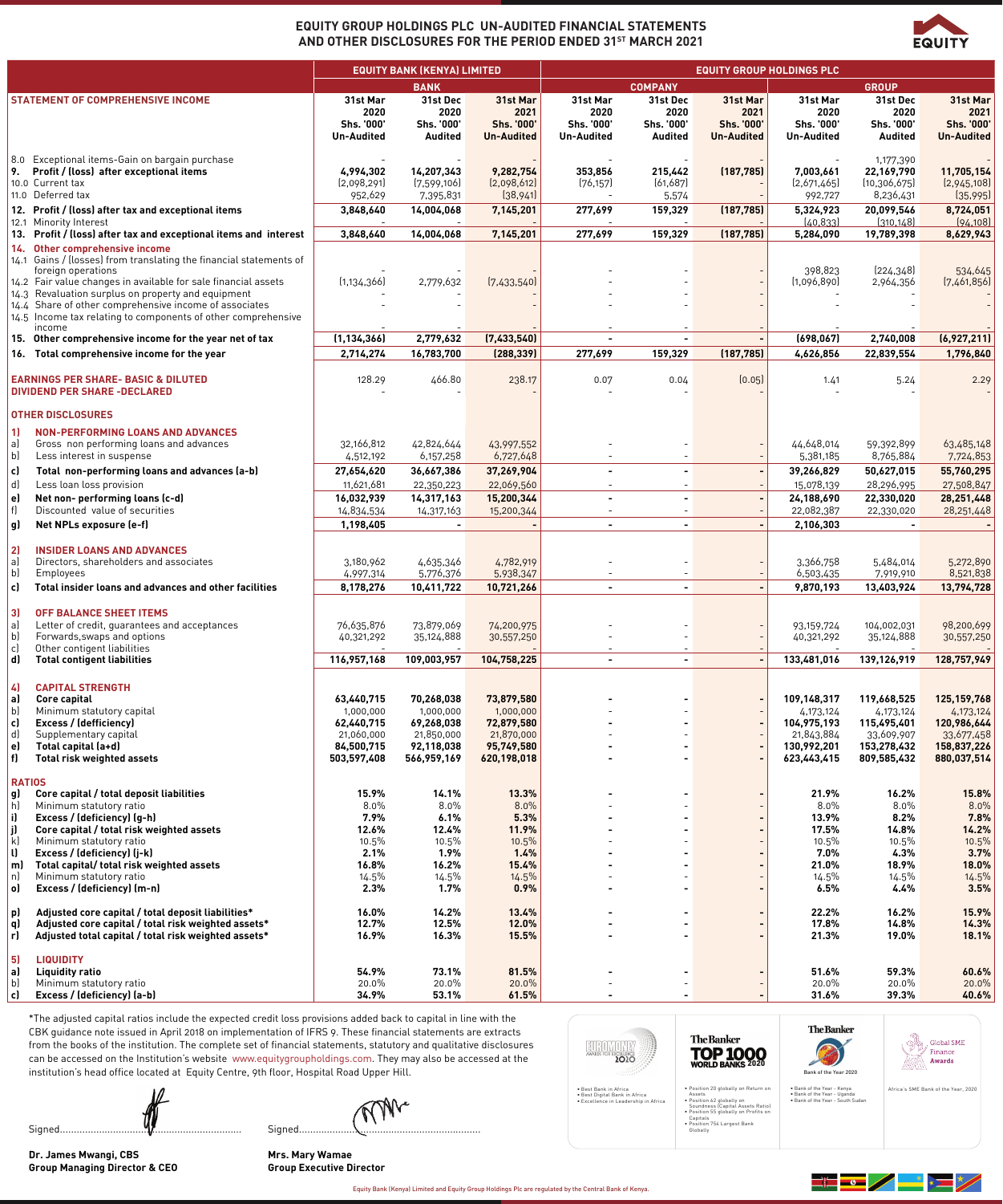# EQUITY GROUP HOLDINGS PLC UN-AUDITED FINANCIAL STATEMENTS AND OTHER DISCLOSURES FOR THE PERIOD ENDED 31ST MARCH 2021

| | EQUITY BANK (KENYA) LIMITED | | | EQUITY GROUP HOLDINGS PLC | | | | | |
|---|---|---|---|---|---|---|---|---|---|
| | BANK | | | COMPANY | | | GROUP | | |
| **STATEMENT OF COMPREHENSIVE INCOME** | **31st Mar 2020 Shs. '000' Un-Audited** | **31st Dec 2020 Shs. '000' Audited** | **31st Mar 2021 Shs. '000' Un-Audited** | **31st Mar 2020 Shs. '000' Un-Audited** | **31st Dec 2020 Shs. '000' Audited** | **31st Mar 2021 Shs. '000' Un-Audited** | **31st Mar 2020 Shs. '000' Un-Audited** | **31st Dec 2020 Shs. '000' Audited** | **31st Mar 2021 Shs. '000' Un-Audited** |
| 8.0 Exceptional items-Gain on bargain purchase | - | - | - | - | - | - | - | 1,177,390 | - |
| **9. Profit / (loss) after exceptional items** | **4,994,302** | **14,207,343** | **9,282,754** | **353,856** | **215,442** | **(187,785)** | **7,003,661** | **22,169,790** | **11,705,154** |
| 10.0 Current tax | (2,098,291) | (7,599,106) | (2,098,612) | (76,157) | (61,687) | - | (2,671,465) | (10,306,675) | (2,945,108) |
| 11.0 Deferred tax | 952,629 | 7,395,831 | (38,941) | - | 5,574 | - | 992,727 | 8,236,431 | (35,995) |
| **12. Profit / (loss) after tax and exceptional items** | **3,848,640** | **14,004,068** | **7,145,201** | **277,699** | **159,329** | **(187,785)** | **5,324,923** | **20,099,546** | **8,724,051** |
| 12.1 Minority Interest | - | - | - | - | - | - | (40,833) | (310,148) | (94,108) |
| **13. Profit / (loss) after tax and exceptional items and interest** | **3,848,640** | **14,004,068** | **7,145,201** | **277,699** | **159,329** | **(187,785)** | **5,284,090** | **19,789,398** | **8,629,943** |
| **14. Other comprehensive income** | | | | | | | | | |
| 14.1 Gains / (losses) from translating the financial statements of foreign operations | - | - | - | - | - | - | 398,823 | (224,348) | 534,645 |
| 14.2 Fair value changes in available for sale financial assets | (1,134,366) | 2,779,632 | (7,433,540) | - | - | - | (1,096,890) | 2,964,356 | (7,461,856) |
| 14.3 Revaluation surplus on property and equipment | - | - | - | - | - | - | - | - | - |
| 14.4 Share of other comprehensive income of associates | - | - | - | - | - | - | - | - | - |
| 14.5 Income tax relating to components of other comprehensive income | - | - | - | - | - | - | - | - | - |
| **15. Other comprehensive income for the year net of tax** | **(1,134,366)** | **2,779,632** | **(7,433,540)** | **-** | **-** | **-** | **(698,067)** | **2,740,008** | **(6,927,211)** |
| **16. Total comprehensive income for the year** | **2,714,274** | **16,783,700** | **(288,339)** | **277,699** | **159,329** | **(187,785)** | **4,626,856** | **22,839,554** | **1,796,840** |
| **EARNINGS PER SHARE- BASIC & DILUTED** | 128.29 | 466.80 | 238.17 | 0.07 | 0.04 | (0.05) | 1.41 | 5.24 | 2.29 |
| **DIVIDEND PER SHARE -DECLARED** | - | - | - | - | - | - | - | - | - |
| **OTHER DISCLOSURES** | | | | | | | | | |
| **1) NON-PERFORMING LOANS AND ADVANCES** | | | | | | | | | |
| a) Gross non performing loans and advances | 32,166,812 | 42,824,644 | 43,997,552 | - | - | - | 44,648,014 | 59,392,899 | 63,485,148 |
| b) Less interest in suspense | 4,512,192 | 6,157,258 | 6,727,648 | - | - | - | 5,381,185 | 8,765,884 | 7,724,853 |
| **c) Total non-performing loans and advances (a-b)** | **27,654,620** | **36,667,386** | **37,269,904** | **-** | **-** | **-** | **39,266,829** | **50,627,015** | **55,760,295** |
| d) Less loan loss provision | 11,621,681 | 22,350,223 | 22,069,560 | - | - | - | 15,078,139 | 28,296,995 | 27,508,847 |
| **e) Net non- performing loans (c-d)** | **16,032,939** | **14,317,163** | **15,200,344** | **-** | **-** | **-** | **24,188,690** | **22,330,020** | **28,251,448** |
| f) Discounted value of securities | 14,834,534 | 14,317,163 | 15,200,344 | - | - | - | 22,082,387 | 22,330,020 | 28,251,448 |
| **g) Net NPLs exposure (e-f)** | **1,198,405** | **-** | **-** | **-** | **-** | **-** | **2,106,303** | **-** | **-** |
| **2) INSIDER LOANS AND ADVANCES** | | | | | | | | | |
| a) Directors, shareholders and associates | 3,180,962 | 4,635,346 | 4,782,919 | - | - | - | 3,366,758 | 5,484,014 | 5,272,890 |
| b) Employees | 4,997,314 | 5,776,376 | 5,938,347 | - | - | - | 6,503,435 | 7,919,910 | 8,521,838 |
| **c) Total insider loans and advances and other facilities** | **8,178,276** | **10,411,722** | **10,721,266** | **-** | **-** | **-** | **9,870,193** | **13,403,924** | **13,794,728** |
| **3) OFF BALANCE SHEET ITEMS** | | | | | | | | | |
| a) Letter of credit, guarantees and acceptances | 76,635,876 | 73,879,069 | 74,200,975 | - | - | - | 93,159,724 | 104,002,031 | 98,200,699 |
| b) Forwards,swaps and options | 40,321,292 | 35,124,888 | 30,557,250 | - | - | - | 40,321,292 | 35,124,888 | 30,557,250 |
| c) Other contigent liabilities | - | - | - | - | - | - | - | - | - |
| **d) Total contigent liabilities** | **116,957,168** | **109,003,957** | **104,758,225** | **-** | **-** | **-** | **133,481,016** | **139,126,919** | **128,757,949** |
| **4) CAPITAL STRENGTH** | | | | | | | | | |
| **a) Core capital** | **63,440,715** | **70,268,038** | **73,879,580** | **-** | **-** | **-** | **109,148,317** | **119,668,525** | **125,159,768** |
| b) Minimum statutory capital | 1,000,000 | 1,000,000 | 1,000,000 | - | - | - | 4,173,124 | 4,173,124 | 4,173,124 |
| **c) Excess / (deficiency)** | **62,440,715** | **69,268,038** | **72,879,580** | **-** | **-** | **-** | **104,975,193** | **115,495,401** | **120,986,644** |
| d) Supplementary capital | 21,060,000 | 21,850,000 | 21,870,000 | - | - | - | 21,843,884 | 33,609,907 | 33,677,458 |
| **e) Total capital (a+d)** | **84,500,715** | **92,118,038** | **95,749,580** | **-** | **-** | **-** | **130,992,201** | **153,278,432** | **158,837,226** |
| **f) Total risk weighted assets** | **503,597,408** | **566,959,169** | **620,198,018** | **-** | **-** | **-** | **623,443,415** | **809,585,432** | **880,037,514** |
| **RATIOS** | | | | | | | | | |
| **g) Core capital / total deposit liabilities** | **15.9%** | **14.1%** | **13.3%** | **-** | **-** | **-** | **21.9%** | **16.2%** | **15.8%** |
| h) Minimum statutory ratio | 8.0% | 8.0% | 8.0% | - | - | - | 8.0% | 8.0% | 8.0% |
| **i) Excess / (deficiency) (g-h)** | **7.9%** | **6.1%** | **5.3%** | **-** | **-** | **-** | **13.9%** | **8.2%** | **7.8%** |
| **j) Core capital / total risk weighted assets** | **12.6%** | **12.4%** | **11.9%** | **-** | **-** | **-** | **17.5%** | **14.8%** | **14.2%** |
| k) Minimum statutory ratio | 10.5% | 10.5% | 10.5% | - | - | - | 10.5% | 10.5% | 10.5% |
| **l) Excess / (deficiency) (j-k)** | **2.1%** | **1.9%** | **1.4%** | **-** | **-** | **-** | **7.0%** | **4.3%** | **3.7%** |
| **m) Total capital/ total risk weighted assets** | **16.8%** | **16.2%** | **15.4%** | **-** | **-** | **-** | **21.0%** | **18.9%** | **18.0%** |
| n) Minimum statutory ratio | 14.5% | 14.5% | 14.5% | - | - | - | 14.5% | 14.5% | 14.5% |
| **o) Excess / (deficiency) (m-n)** | **2.3%** | **1.7%** | **0.9%** | **-** | **-** | **-** | **6.5%** | **4.4%** | **3.5%** |
| **p) Adjusted core capital / total deposit liabilities*** | **16.0%** | **14.2%** | **13.4%** | **-** | **-** | **-** | **22.2%** | **16.2%** | **15.9%** |
| **q) Adjusted core capital / total risk weighted assets*** | **12.7%** | **12.5%** | **12.0%** | **-** | **-** | **-** | **17.8%** | **14.8%** | **14.3%** |
| **r) Adjusted total capital / total risk weighted assets*** | **16.9%** | **16.3%** | **15.5%** | **-** | **-** | **-** | **21.3%** | **19.0%** | **18.1%** |
| **5) LIQUIDITY** | | | | | | | | | |
| **a) Liquidity ratio** | **54.9%** | **73.1%** | **81.5%** | **-** | **-** | **-** | **51.6%** | **59.3%** | **60.6%** |
| b) Minimum statutory ratio | 20.0% | 20.0% | 20.0% | - | - | - | 20.0% | 20.0% | 20.0% |
| **c) Excess / (deficiency) (a-b)** | **34.9%** | **53.1%** | **61.5%** | **-** | **-** | **-** | **31.6%** | **39.3%** | **40.6%** |

*The adjusted capital ratios include the expected credit loss provisions added back to capital in line with the CBK guidance note issued in April 2018 on implementation of IFRS 9. These financial statements are extracts from the books of the institution. The complete set of financial statements, statutory and qualitative disclosures can be accessed on the Institution's website www.equitygroupholdings.com. They may also be accessed at the institution's head office located at Equity Centre, 9th floor, Hospital Road Upper Hill.

Signed..........................................................

**Dr. James Mwangi, CBS**
**Group Managing Director & CEO**

Signed..........................................................

**Mrs. Mary Wamae**
**Group Executive Director**

EUROMONEY AWARDS FOR EXCELLENCE 2020
- Best Bank in Africa
- Best Digital Bank in Africa
- Excellence in Leadership in Africa

The Banker TOP 1000 WORLD BANKS 2020
- Position 20 globally on Return on Assets
- Position 62 globally on Soundness (Capital Assets Ratio)
- Position 55 globally on Profits on Capitals
- Position 754 Largest Bank Globally

The Banker Bank of the Year 2020
- Bank of the Year - Kenya
- Bank of the Year - Uganda
- Bank of the Year - South Sudan

Global SME Finance Awards
Africa's SME Bank of the Year, 2020

Equity Bank (Kenya) Limited and Equity Group Holdings Plc are regulated by the Central Bank of Kenya.